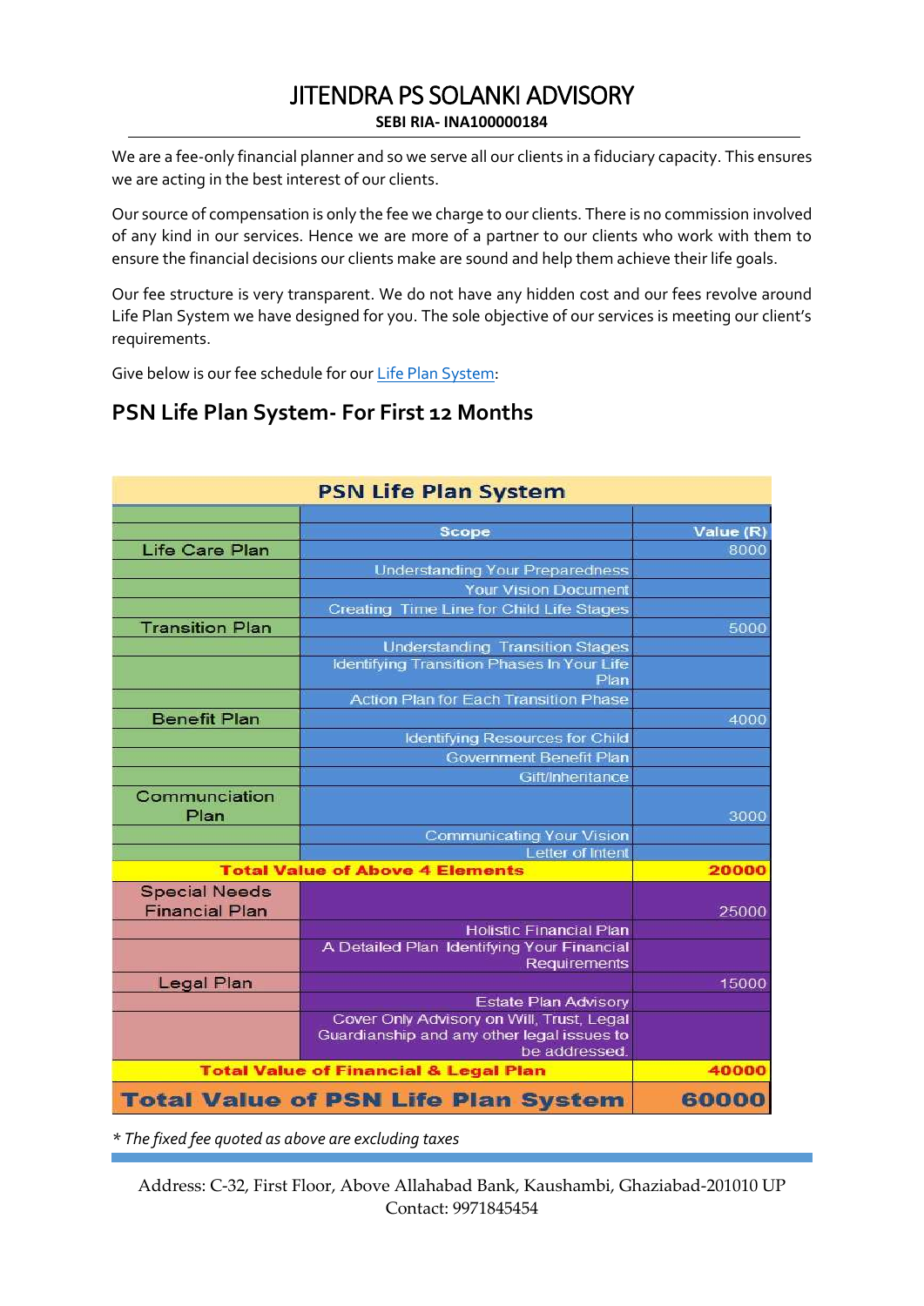# JITENDRA PS SOLANKI ADVISORY

**SEBI RIA- INA100000184**

We are a fee-only financial planner and so we serve all our clients in a fiduciary capacity. This ensures we are acting in the best interest of our clients.

Our source of compensation is only the fee we charge to our clients. There is no commission involved of any kind in our services. Hence we are more of a partner to our clients who work with them to ensure the financial decisions our clients make are sound and help them achieve their life goals.

Our fee structure is very transparent. We do not have any hidden cost and our fees revolve around Life Plan System we have designed for you. The sole objective of our services is meeting our client's requirements.

Give below is our fee schedule for our Life Plan System:

## PSN Life Plan System- For First 12 Months

| PSN Life Plan System | | |
|---|---|---|
| | Scope | Value (R) |
| Life Care Plan | | 8000 |
| | Understanding Your Preparedness | |
| | Your Vision Document | |
| | Creating Time Line for Child Life Stages | |
| Transition Plan | | 5000 |
| | Understanding Transition Stages | |
| | Identifying Transition Phases In Your Life Plan | |
| | Action Plan for Each Transition Phase | |
| Benefit Plan | | 4000 |
| | Identifying Resources for Child | |
| | Government Benefit Plan | |
| | Gift/Inheritance | |
| Communciation Plan | | 3000 |
| | Communicating Your Vision | |
| | Letter of Intent | |
| **Total Value of Above 4 Elements** | | **20000** |
| Special Needs Financial Plan | | 25000 |
| | Holistic Financial Plan | |
| | A Detailed Plan Identifying Your Financial Requirements | |
| Legal Plan | | 15000 |
| | Estate Plan Advisory | |
| | Cover Only Advisory on Will, Trust, Legal Guardianship and any other legal issues to be addressed. | |
| **Total Value of Financial & Legal Plan** | | **40000** |
| **Total Value of PSN Life Plan System** | | **60000** |

*\* The fixed fee quoted as above are excluding taxes*

Address: C-32, First Floor, Above Allahabad Bank, Kaushambi, Ghaziabad-201010 UP
Contact: 9971845454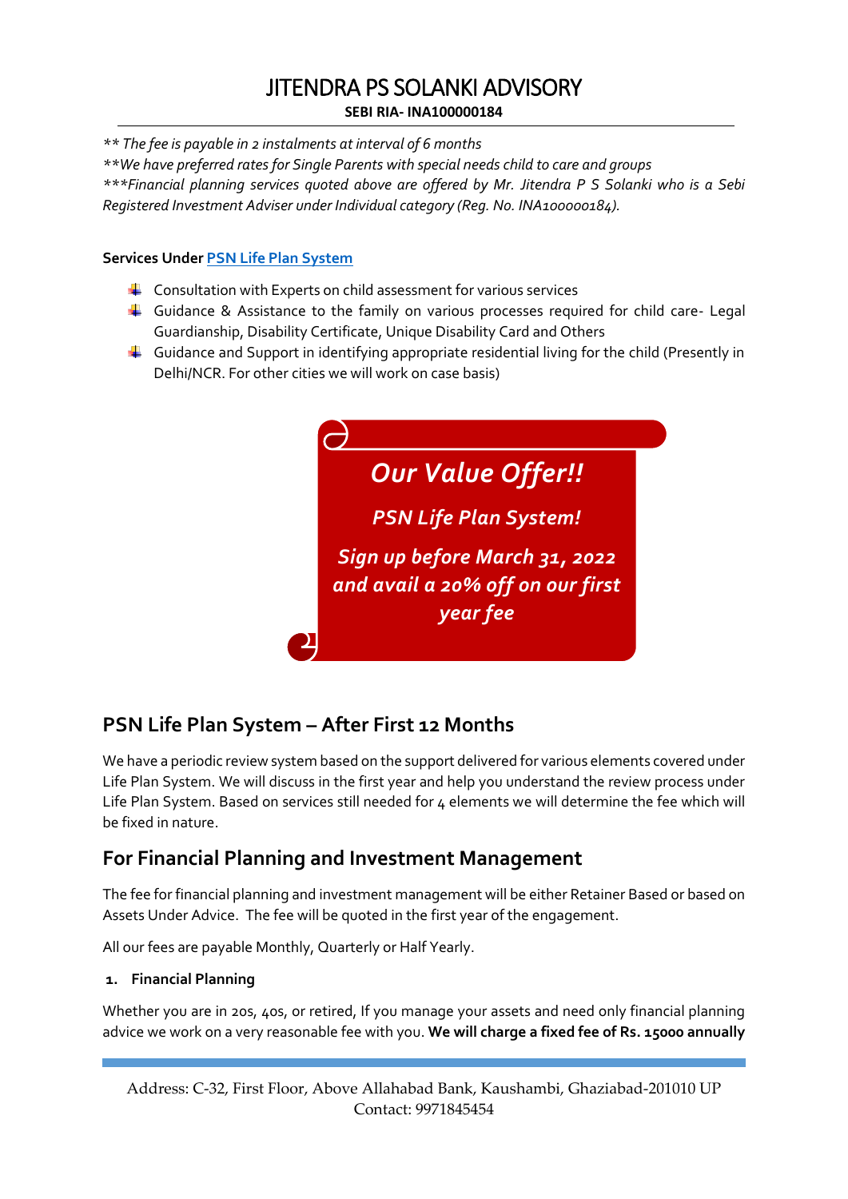*\*\* The fee is payable in 2 instalments at interval of 6 months*

*\*\*We have preferred rates for Single Parents with special needs child to care and groups*

*\*\*\*Financial planning services quoted above are offered by Mr. Jitendra P S Solanki who is a Sebi Registered Investment Adviser under Individual category (Reg. No. INA100000184).*

**Services Under PSN Life Plan System**

- Consultation with Experts on child assessment for various services
- Guidance & Assistance to the family on various processes required for child care- Legal Guardianship, Disability Certificate, Unique Disability Card and Others
- Guidance and Support in identifying appropriate residential living for the child (Presently in Delhi/NCR. For other cities we will work on case basis)

***Our Value Offer!!***

***PSN Life Plan System!***

***Sign up before March 31, 2022 and avail a 20% off on our first year fee***

## PSN Life Plan System – After First 12 Months

We have a periodic review system based on the support delivered for various elements covered under Life Plan System. We will discuss in the first year and help you understand the review process under Life Plan System. Based on services still needed for 4 elements we will determine the fee which will be fixed in nature.

## For Financial Planning and Investment Management

The fee for financial planning and investment management will be either Retainer Based or based on Assets Under Advice. The fee will be quoted in the first year of the engagement.

All our fees are payable Monthly, Quarterly or Half Yearly.

1. **Financial Planning**

Whether you are in 20s, 40s, or retired, If you manage your assets and need only financial planning advice we work on a very reasonable fee with you. **We will charge a fixed fee of Rs. 15000 annually**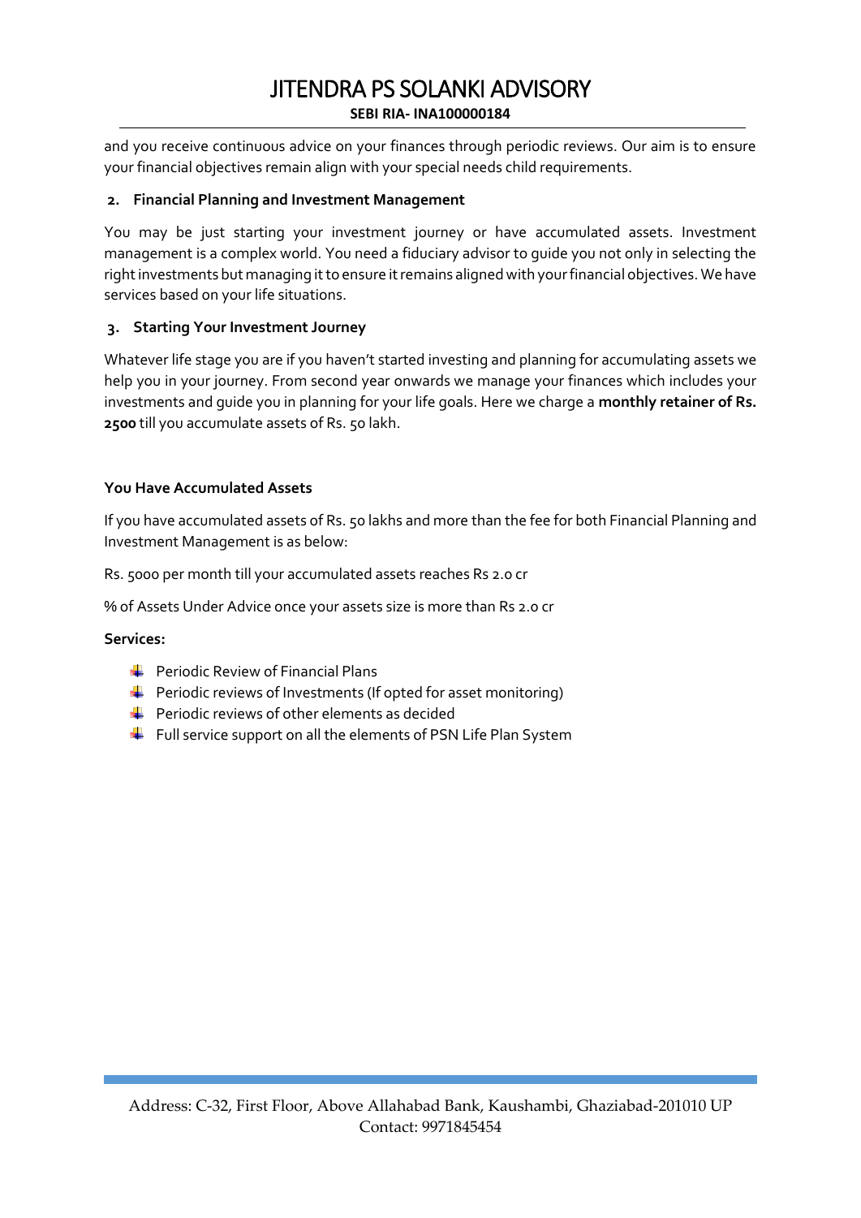and you receive continuous advice on your finances through periodic reviews. Our aim is to ensure your financial objectives remain align with your special needs child requirements.

**2. Financial Planning and Investment Management**

You may be just starting your investment journey or have accumulated assets. Investment management is a complex world. You need a fiduciary advisor to guide you not only in selecting the right investments but managing it to ensure it remains aligned with your financial objectives. We have services based on your life situations.

**3. Starting Your Investment Journey**

Whatever life stage you are if you haven't started investing and planning for accumulating assets we help you in your journey. From second year onwards we manage your finances which includes your investments and guide you in planning for your life goals. Here we charge a **monthly retainer of Rs. 2500** till you accumulate assets of Rs. 50 lakh.

**You Have Accumulated Assets**

If you have accumulated assets of Rs. 50 lakhs and more than the fee for both Financial Planning and Investment Management is as below:

Rs. 5000 per month till your accumulated assets reaches Rs 2.0 cr

% of Assets Under Advice once your assets size is more than Rs 2.0 cr

**Services:**

- Periodic Review of Financial Plans
- Periodic reviews of Investments (If opted for asset monitoring)
- Periodic reviews of other elements as decided
- Full service support on all the elements of PSN Life Plan System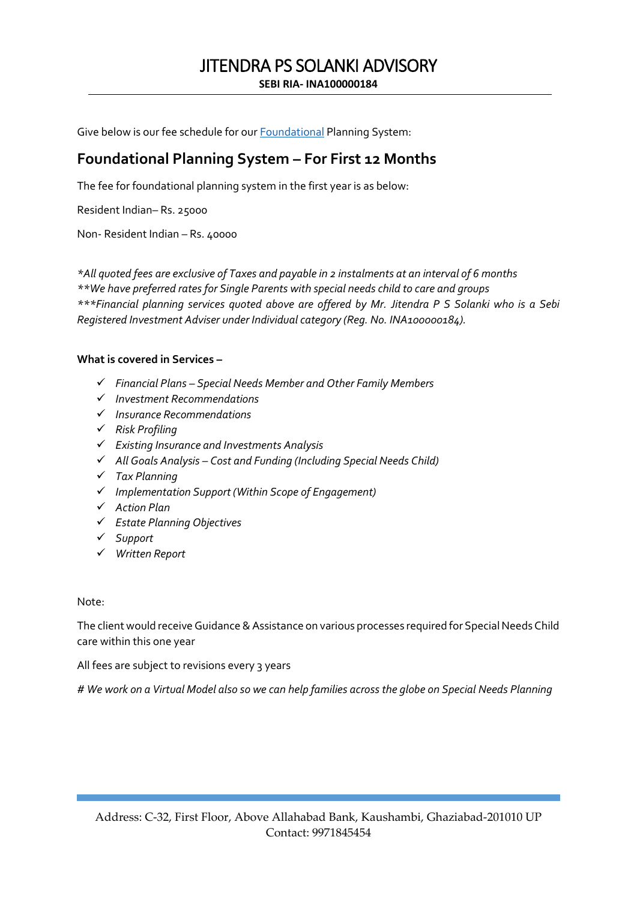# JITENDRA PS SOLANKI ADVISORY

**SEBI RIA- INA100000184**

Give below is our fee schedule for our [Foundational]() Planning System:

## Foundational Planning System – For First 12 Months

The fee for foundational planning system in the first year is as below:

Resident Indian– Rs. 25000

Non- Resident Indian – Rs. 40000

*\*All quoted fees are exclusive of Taxes and payable in 2 instalments at an interval of 6 months*
*\*\*We have preferred rates for Single Parents with special needs child to care and groups*
*\*\*\*Financial planning services quoted above are offered by Mr. Jitendra P S Solanki who is a Sebi Registered Investment Adviser under Individual category (Reg. No. INA100000184).*

**What is covered in Services –**

- ✓ *Financial Plans – Special Needs Member and Other Family Members*
- ✓ *Investment Recommendations*
- ✓ *Insurance Recommendations*
- ✓ *Risk Profiling*
- ✓ *Existing Insurance and Investments Analysis*
- ✓ *All Goals Analysis – Cost and Funding (Including Special Needs Child)*
- ✓ *Tax Planning*
- ✓ *Implementation Support (Within Scope of Engagement)*
- ✓ *Action Plan*
- ✓ *Estate Planning Objectives*
- ✓ *Support*
- ✓ *Written Report*

Note:

The client would receive Guidance & Assistance on various processes required for Special Needs Child care within this one year

All fees are subject to revisions every 3 years

*# We work on a Virtual Model also so we can help families across the globe on Special Needs Planning*

Address: C-32, First Floor, Above Allahabad Bank, Kaushambi, Ghaziabad-201010 UP
Contact: 9971845454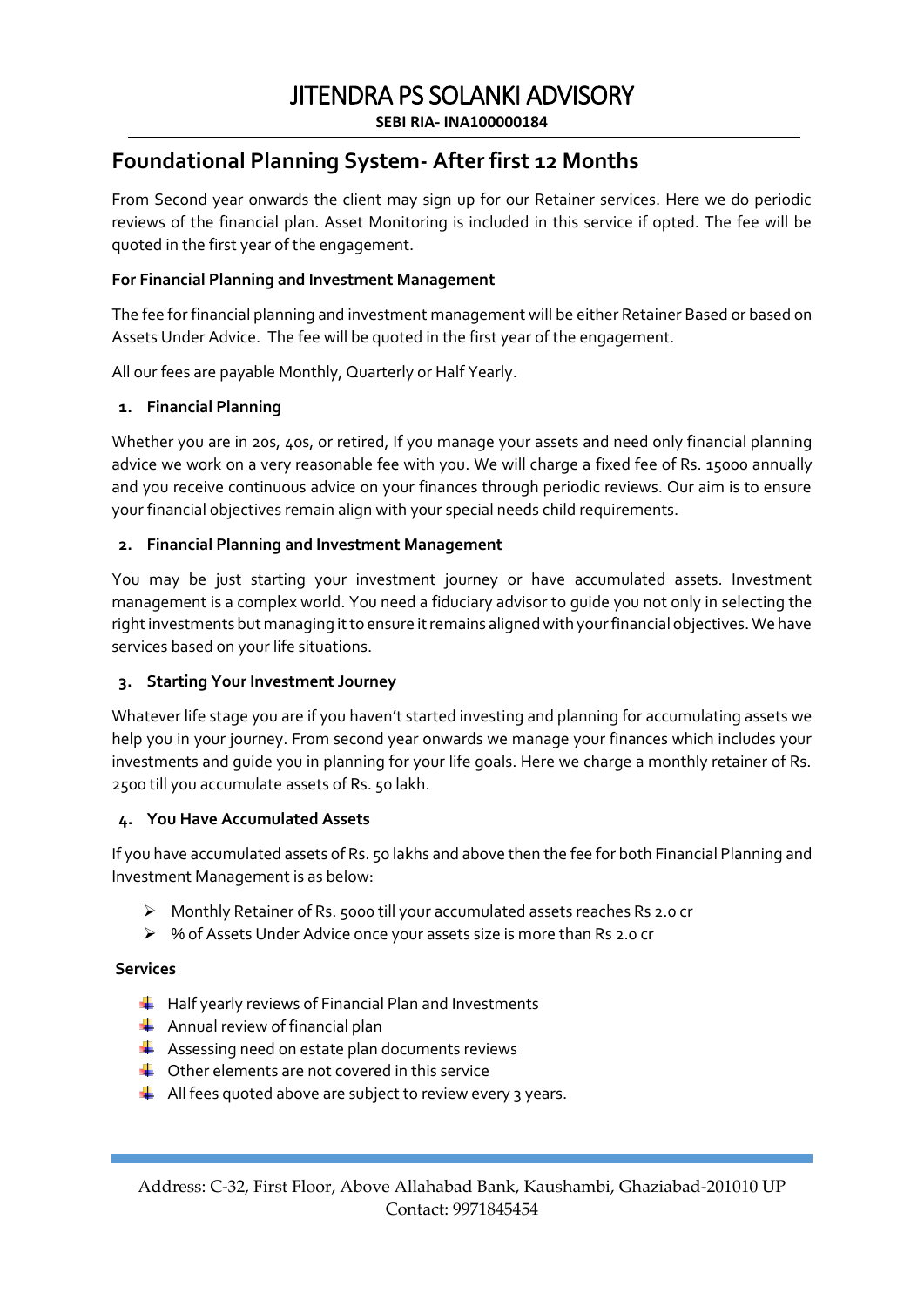# JITENDRA PS SOLANKI ADVISORY

**SEBI RIA- INA100000184**

## Foundational Planning System- After first 12 Months

From Second year onwards the client may sign up for our Retainer services. Here we do periodic reviews of the financial plan. Asset Monitoring is included in this service if opted. The fee will be quoted in the first year of the engagement.

**For Financial Planning and Investment Management**

The fee for financial planning and investment management will be either Retainer Based or based on Assets Under Advice. The fee will be quoted in the first year of the engagement.

All our fees are payable Monthly, Quarterly or Half Yearly.

1. **Financial Planning**

Whether you are in 20s, 40s, or retired, If you manage your assets and need only financial planning advice we work on a very reasonable fee with you. We will charge a fixed fee of Rs. 15000 annually and you receive continuous advice on your finances through periodic reviews. Our aim is to ensure your financial objectives remain align with your special needs child requirements.

2. **Financial Planning and Investment Management**

You may be just starting your investment journey or have accumulated assets. Investment management is a complex world. You need a fiduciary advisor to guide you not only in selecting the right investments but managing it to ensure it remains aligned with your financial objectives. We have services based on your life situations.

3. **Starting Your Investment Journey**

Whatever life stage you are if you haven't started investing and planning for accumulating assets we help you in your journey. From second year onwards we manage your finances which includes your investments and guide you in planning for your life goals. Here we charge a monthly retainer of Rs. 2500 till you accumulate assets of Rs. 50 lakh.

4. **You Have Accumulated Assets**

If you have accumulated assets of Rs. 50 lakhs and above then the fee for both Financial Planning and Investment Management is as below:

- Monthly Retainer of Rs. 5000 till your accumulated assets reaches Rs 2.0 cr
- % of Assets Under Advice once your assets size is more than Rs 2.0 cr

**Services**

- Half yearly reviews of Financial Plan and Investments
- Annual review of financial plan
- Assessing need on estate plan documents reviews
- Other elements are not covered in this service
- All fees quoted above are subject to review every 3 years.

Address: C-32, First Floor, Above Allahabad Bank, Kaushambi, Ghaziabad-201010 UP
Contact: 9971845454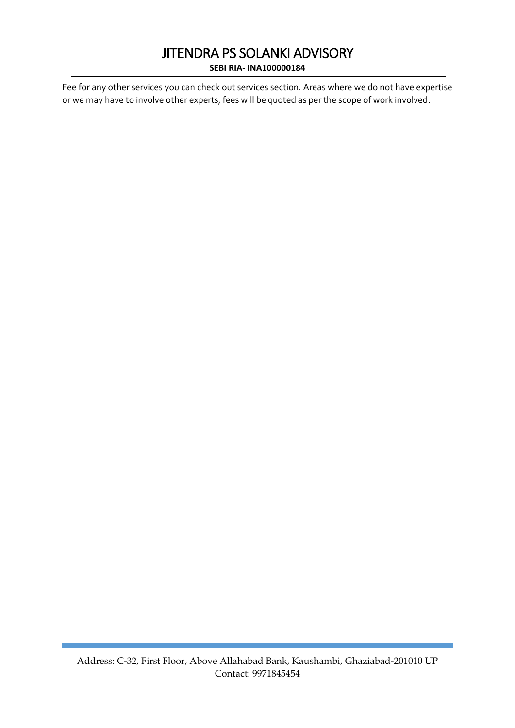Fee for any other services you can check out services section. Areas where we do not have expertise or we may have to involve other experts, fees will be quoted as per the scope of work involved.